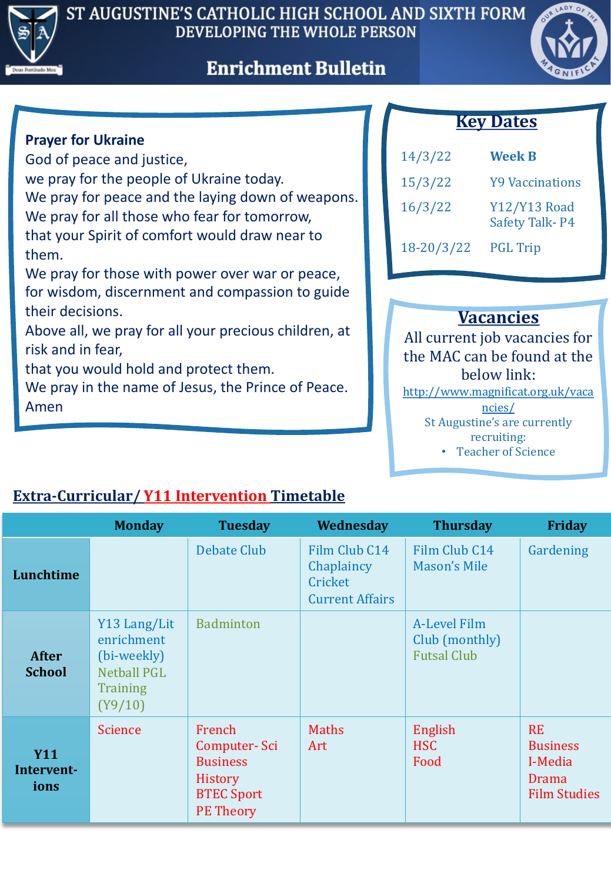# ST AUGUSTINE'S CATHOLIC HIGH SCHOOL AND SIXTH FORM

DEVELOPING THE WHOLE PERSON

## Enrichment Bulletin

**Prayer for Ukraine**

God of peace and justice,
we pray for the people of Ukraine today.
We pray for peace and the laying down of weapons.
We pray for all those who fear for tomorrow,
that your Spirit of comfort would draw near to them.
We pray for those with power over war or peace,
for wisdom, discernment and compassion to guide their decisions.
Above all, we pray for all your precious children, at risk and in fear,
that you would hold and protect them.
We pray in the name of Jesus, the Prince of Peace.
Amen

## Key Dates

| | |
|---|---|
| 14/3/22 | **Week B** |
| 15/3/22 | Y9 Vaccinations |
| 16/3/22 | Y12/Y13 Road Safety Talk- P4 |
| 18-20/3/22 | PGL Trip |

## Vacancies

All current job vacancies for the MAC can be found at the below link:

http://www.magnificat.org.uk/vacancies/

St Augustine's are currently recruiting:

- Teacher of Science

## Extra-Curricular/ Y11 Intervention Timetable

| | Monday | Tuesday | Wednesday | Thursday | Friday |
|---|---|---|---|---|---|
| **Lunchtime** | | Debate Club | Film Club C14<br>Chaplaincy<br>Cricket<br>Current Affairs | Film Club C14<br>Mason's Mile | Gardening |
| **After School** | Y13 Lang/Lit enrichment (bi-weekly)<br>Netball PGL Training (Y9/10) | Badminton | | A-Level Film Club (monthly)<br>Futsal Club | |
| **Y11 Interventions** | Science | French<br>Computer- Sci<br>Business<br>History<br>BTEC Sport<br>PE Theory | Maths<br>Art | English<br>HSC<br>Food | RE<br>Business<br>I-Media<br>Drama<br>Film Studies |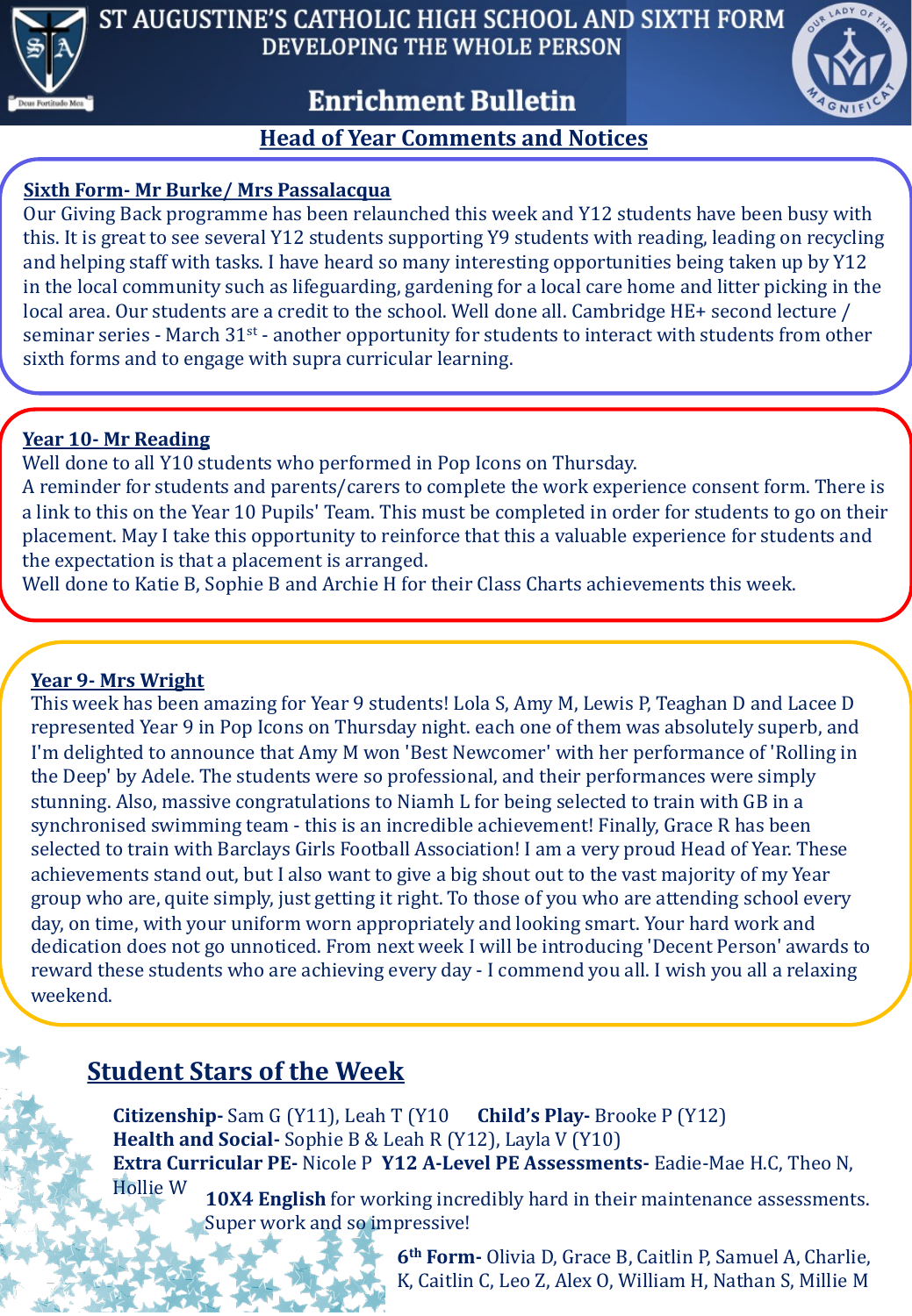# Enrichment Bulletin

## Head of Year Comments and Notices

### Sixth Form- Mr Burke/ Mrs Passalacqua

Our Giving Back programme has been relaunched this week and Y12 students have been busy with this. It is great to see several Y12 students supporting Y9 students with reading, leading on recycling and helping staff with tasks. I have heard so many interesting opportunities being taken up by Y12 in the local community such as lifeguarding, gardening for a local care home and litter picking in the local area. Our students are a credit to the school. Well done all. Cambridge HE+ second lecture / seminar series - March 31st - another opportunity for students to interact with students from other sixth forms and to engage with supra curricular learning.

### Year 10- Mr Reading

Well done to all Y10 students who performed in Pop Icons on Thursday.
A reminder for students and parents/carers to complete the work experience consent form. There is a link to this on the Year 10 Pupils' Team. This must be completed in order for students to go on their placement. May I take this opportunity to reinforce that this a valuable experience for students and the expectation is that a placement is arranged.
Well done to Katie B, Sophie B and Archie H for their Class Charts achievements this week.

### Year 9- Mrs Wright

This week has been amazing for Year 9 students! Lola S, Amy M, Lewis P, Teaghan D and Lacee D represented Year 9 in Pop Icons on Thursday night. each one of them was absolutely superb, and I'm delighted to announce that Amy M won 'Best Newcomer' with her performance of 'Rolling in the Deep' by Adele. The students were so professional, and their performances were simply stunning. Also, massive congratulations to Niamh L for being selected to train with GB in a synchronised swimming team - this is an incredible achievement! Finally, Grace R has been selected to train with Barclays Girls Football Association! I am a very proud Head of Year. These achievements stand out, but I also want to give a big shout out to the vast majority of my Year group who are, quite simply, just getting it right. To those of you who are attending school every day, on time, with your uniform worn appropriately and looking smart. Your hard work and dedication does not go unnoticed. From next week I will be introducing 'Decent Person' awards to reward these students who are achieving every day - I commend you all. I wish you all a relaxing weekend.

## Student Stars of the Week

**Citizenship-** Sam G (Y11), Leah T (Y10

**Child's Play-** Brooke P (Y12)

**Health and Social-** Sophie B & Leah R (Y12), Layla V (Y10)

**Extra Curricular PE-** Nicole P

**Y12 A-Level PE Assessments-** Eadie-Mae H.C, Theo N, Hollie W

**10X4 English** for working incredibly hard in their maintenance assessments. Super work and so impressive!

**6th Form-** Olivia D, Grace B, Caitlin P, Samuel A, Charlie, K, Caitlin C, Leo Z, Alex O, William H, Nathan S, Millie M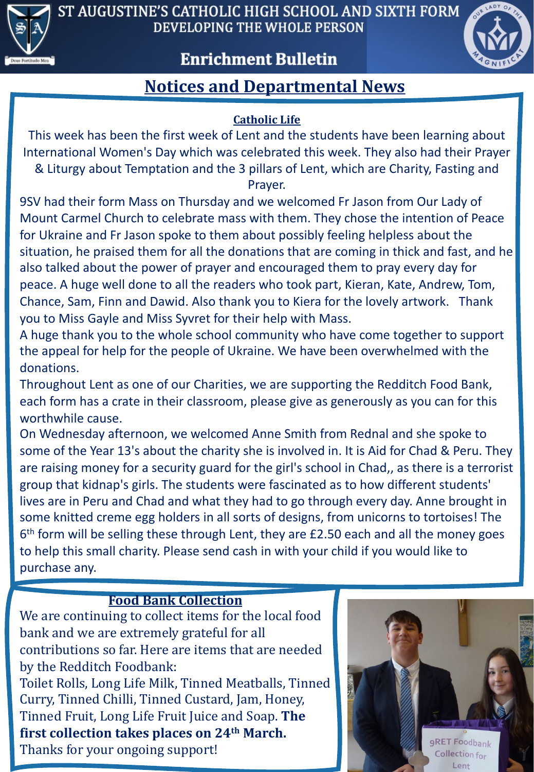# ST AUGUSTINE'S CATHOLIC HIGH SCHOOL AND SIXTH FORM

DEVELOPING THE WHOLE PERSON

## Enrichment Bulletin

## Notices and Departmental News

### Catholic Life

This week has been the first week of Lent and the students have been learning about International Women's Day which was celebrated this week. They also had their Prayer & Liturgy about Temptation and the 3 pillars of Lent, which are Charity, Fasting and Prayer.

9SV had their form Mass on Thursday and we welcomed Fr Jason from Our Lady of Mount Carmel Church to celebrate mass with them. They chose the intention of Peace for Ukraine and Fr Jason spoke to them about possibly feeling helpless about the situation, he praised them for all the donations that are coming in thick and fast, and he also talked about the power of prayer and encouraged them to pray every day for peace. A huge well done to all the readers who took part, Kieran, Kate, Andrew, Tom, Chance, Sam, Finn and Dawid. Also thank you to Kiera for the lovely artwork. Thank you to Miss Gayle and Miss Syvret for their help with Mass.

A huge thank you to the whole school community who have come together to support the appeal for help for the people of Ukraine. We have been overwhelmed with the donations.

Throughout Lent as one of our Charities, we are supporting the Redditch Food Bank, each form has a crate in their classroom, please give as generously as you can for this worthwhile cause.

On Wednesday afternoon, we welcomed Anne Smith from Rednal and she spoke to some of the Year 13's about the charity she is involved in. It is Aid for Chad & Peru. They are raising money for a security guard for the girl's school in Chad,, as there is a terrorist group that kidnap's girls. The students were fascinated as to how different students' lives are in Peru and Chad and what they had to go through every day. Anne brought in some knitted creme egg holders in all sorts of designs, from unicorns to tortoises! The 6th form will be selling these through Lent, they are £2.50 each and all the money goes to help this small charity. Please send cash in with your child if you would like to purchase any.

### Food Bank Collection

We are continuing to collect items for the local food bank and we are extremely grateful for all contributions so far. Here are items that are needed by the Redditch Foodbank:

Toilet Rolls, Long Life Milk, Tinned Meatballs, Tinned Curry, Tinned Chilli, Tinned Custard, Jam, Honey, Tinned Fruit, Long Life Fruit Juice and Soap. **The first collection takes places on 24th March.**

Thanks for your ongoing support!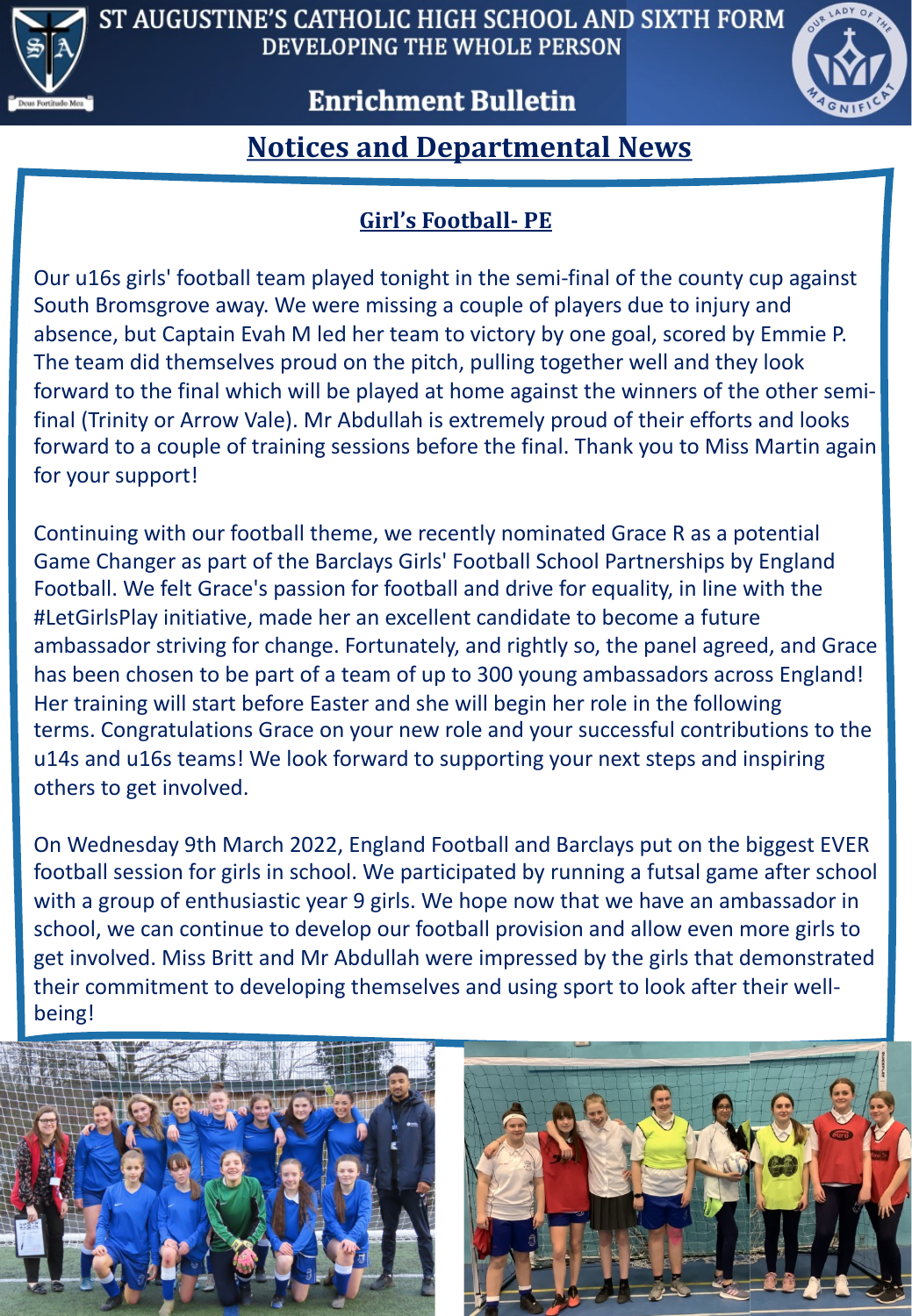ST AUGUSTINE'S CATHOLIC HIGH SCHOOL AND SIXTH FORM

DEVELOPING THE WHOLE PERSON

Enrichment Bulletin

# Notices and Departmental News

## Girl's Football- PE

Our u16s girls' football team played tonight in the semi-final of the county cup against South Bromsgrove away. We were missing a couple of players due to injury and absence, but Captain Evah M led her team to victory by one goal, scored by Emmie P. The team did themselves proud on the pitch, pulling together well and they look forward to the final which will be played at home against the winners of the other semi-final (Trinity or Arrow Vale). Mr Abdullah is extremely proud of their efforts and looks forward to a couple of training sessions before the final. Thank you to Miss Martin again for your support!

Continuing with our football theme, we recently nominated Grace R as a potential Game Changer as part of the Barclays Girls' Football School Partnerships by England Football. We felt Grace's passion for football and drive for equality, in line with the #LetGirlsPlay initiative, made her an excellent candidate to become a future ambassador striving for change. Fortunately, and rightly so, the panel agreed, and Grace has been chosen to be part of a team of up to 300 young ambassadors across England! Her training will start before Easter and she will begin her role in the following terms. Congratulations Grace on your new role and your successful contributions to the u14s and u16s teams! We look forward to supporting your next steps and inspiring others to get involved.

On Wednesday 9th March 2022, England Football and Barclays put on the biggest EVER football session for girls in school. We participated by running a futsal game after school with a group of enthusiastic year 9 girls. We hope now that we have an ambassador in school, we can continue to develop our football provision and allow even more girls to get involved. Miss Britt and Mr Abdullah were impressed by the girls that demonstrated their commitment to developing themselves and using sport to look after their well-being!